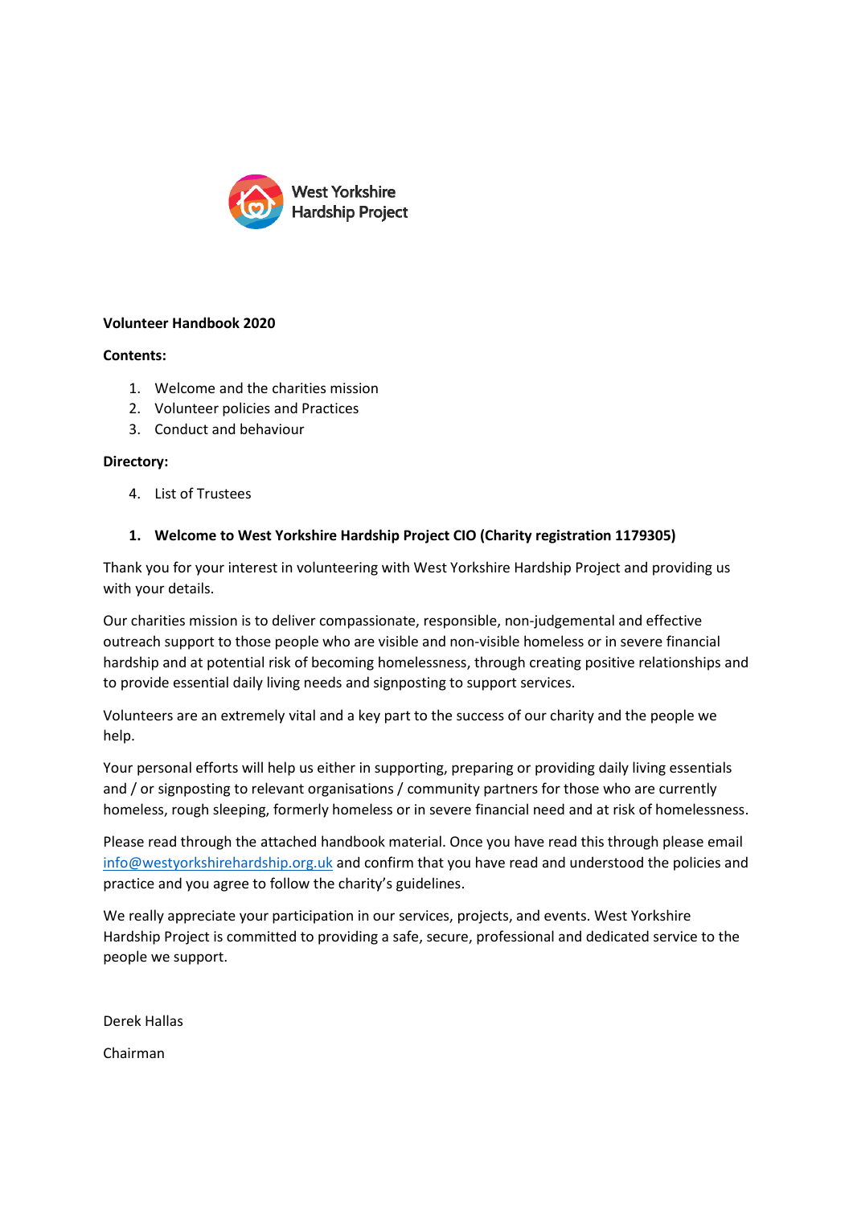West Yorkshire Hardship Project

**Volunteer Handbook 2020**

**Contents:**

1. Welcome and the charities mission
2. Volunteer policies and Practices
3. Conduct and behaviour

**Directory:**

4. List of Trustees

## 1. Welcome to West Yorkshire Hardship Project CIO (Charity registration 1179305)

Thank you for your interest in volunteering with West Yorkshire Hardship Project and providing us with your details.

Our charities mission is to deliver compassionate, responsible, non-judgemental and effective outreach support to those people who are visible and non-visible homeless or in severe financial hardship and at potential risk of becoming homelessness, through creating positive relationships and to provide essential daily living needs and signposting to support services.

Volunteers are an extremely vital and a key part to the success of our charity and the people we help.

Your personal efforts will help us either in supporting, preparing or providing daily living essentials and / or signposting to relevant organisations / community partners for those who are currently homeless, rough sleeping, formerly homeless or in severe financial need and at risk of homelessness.

Please read through the attached handbook material. Once you have read this through please email info@westyorkshirehardship.org.uk and confirm that you have read and understood the policies and practice and you agree to follow the charity's guidelines.

We really appreciate your participation in our services, projects, and events. West Yorkshire Hardship Project is committed to providing a safe, secure, professional and dedicated service to the people we support.

Derek Hallas

Chairman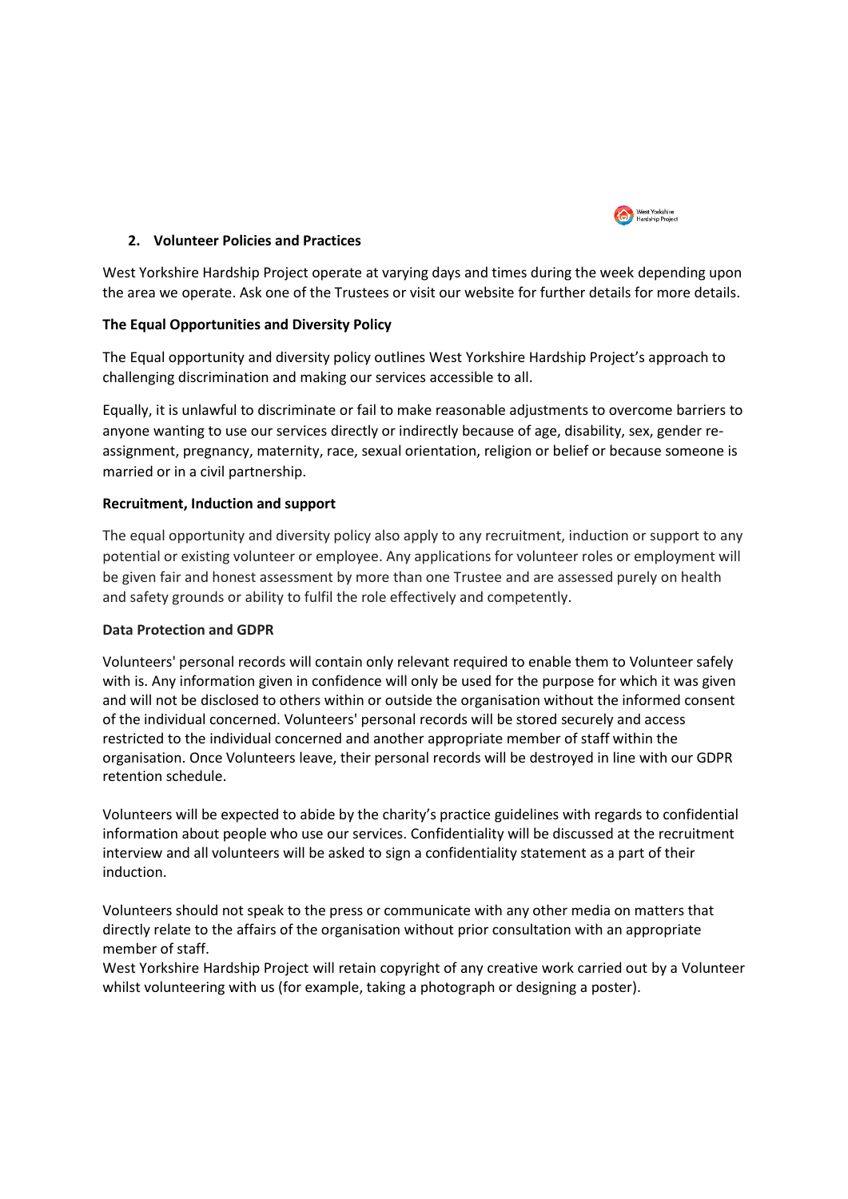## 2. Volunteer Policies and Practices

West Yorkshire Hardship Project operate at varying days and times during the week depending upon the area we operate. Ask one of the Trustees or visit our website for further details for more details.

### The Equal Opportunities and Diversity Policy

The Equal opportunity and diversity policy outlines West Yorkshire Hardship Project's approach to challenging discrimination and making our services accessible to all.

Equally, it is unlawful to discriminate or fail to make reasonable adjustments to overcome barriers to anyone wanting to use our services directly or indirectly because of age, disability, sex, gender re-assignment, pregnancy, maternity, race, sexual orientation, religion or belief or because someone is married or in a civil partnership.

### Recruitment, Induction and support

The equal opportunity and diversity policy also apply to any recruitment, induction or support to any potential or existing volunteer or employee. Any applications for volunteer roles or employment will be given fair and honest assessment by more than one Trustee and are assessed purely on health and safety grounds or ability to fulfil the role effectively and competently.

### Data Protection and GDPR

Volunteers' personal records will contain only relevant required to enable them to Volunteer safely with is. Any information given in confidence will only be used for the purpose for which it was given and will not be disclosed to others within or outside the organisation without the informed consent of the individual concerned. Volunteers' personal records will be stored securely and access restricted to the individual concerned and another appropriate member of staff within the organisation. Once Volunteers leave, their personal records will be destroyed in line with our GDPR retention schedule.

Volunteers will be expected to abide by the charity's practice guidelines with regards to confidential information about people who use our services. Confidentiality will be discussed at the recruitment interview and all volunteers will be asked to sign a confidentiality statement as a part of their induction.

Volunteers should not speak to the press or communicate with any other media on matters that directly relate to the affairs of the organisation without prior consultation with an appropriate member of staff.
West Yorkshire Hardship Project will retain copyright of any creative work carried out by a Volunteer whilst volunteering with us (for example, taking a photograph or designing a poster).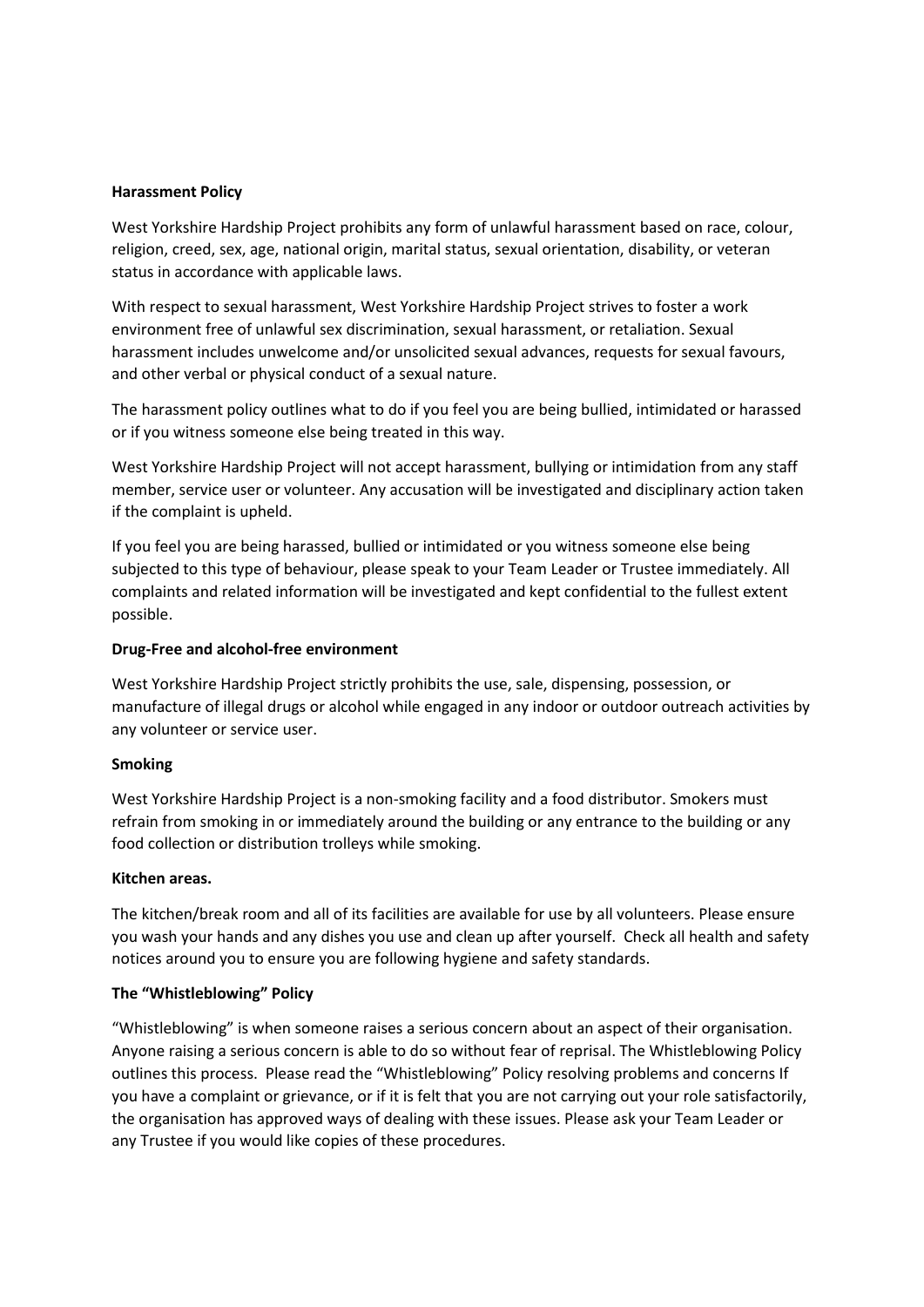**Harassment Policy**

West Yorkshire Hardship Project prohibits any form of unlawful harassment based on race, colour, religion, creed, sex, age, national origin, marital status, sexual orientation, disability, or veteran status in accordance with applicable laws.

With respect to sexual harassment, West Yorkshire Hardship Project strives to foster a work environment free of unlawful sex discrimination, sexual harassment, or retaliation. Sexual harassment includes unwelcome and/or unsolicited sexual advances, requests for sexual favours, and other verbal or physical conduct of a sexual nature.

The harassment policy outlines what to do if you feel you are being bullied, intimidated or harassed or if you witness someone else being treated in this way.

West Yorkshire Hardship Project will not accept harassment, bullying or intimidation from any staff member, service user or volunteer. Any accusation will be investigated and disciplinary action taken if the complaint is upheld.

If you feel you are being harassed, bullied or intimidated or you witness someone else being subjected to this type of behaviour, please speak to your Team Leader or Trustee immediately. All complaints and related information will be investigated and kept confidential to the fullest extent possible.

**Drug-Free and alcohol-free environment**

West Yorkshire Hardship Project strictly prohibits the use, sale, dispensing, possession, or manufacture of illegal drugs or alcohol while engaged in any indoor or outdoor outreach activities by any volunteer or service user.

**Smoking**

West Yorkshire Hardship Project is a non-smoking facility and a food distributor. Smokers must refrain from smoking in or immediately around the building or any entrance to the building or any food collection or distribution trolleys while smoking.

**Kitchen areas.**

The kitchen/break room and all of its facilities are available for use by all volunteers. Please ensure you wash your hands and any dishes you use and clean up after yourself. Check all health and safety notices around you to ensure you are following hygiene and safety standards.

**The "Whistleblowing" Policy**

"Whistleblowing" is when someone raises a serious concern about an aspect of their organisation. Anyone raising a serious concern is able to do so without fear of reprisal. The Whistleblowing Policy outlines this process. Please read the "Whistleblowing" Policy resolving problems and concerns If you have a complaint or grievance, or if it is felt that you are not carrying out your role satisfactorily, the organisation has approved ways of dealing with these issues. Please ask your Team Leader or any Trustee if you would like copies of these procedures.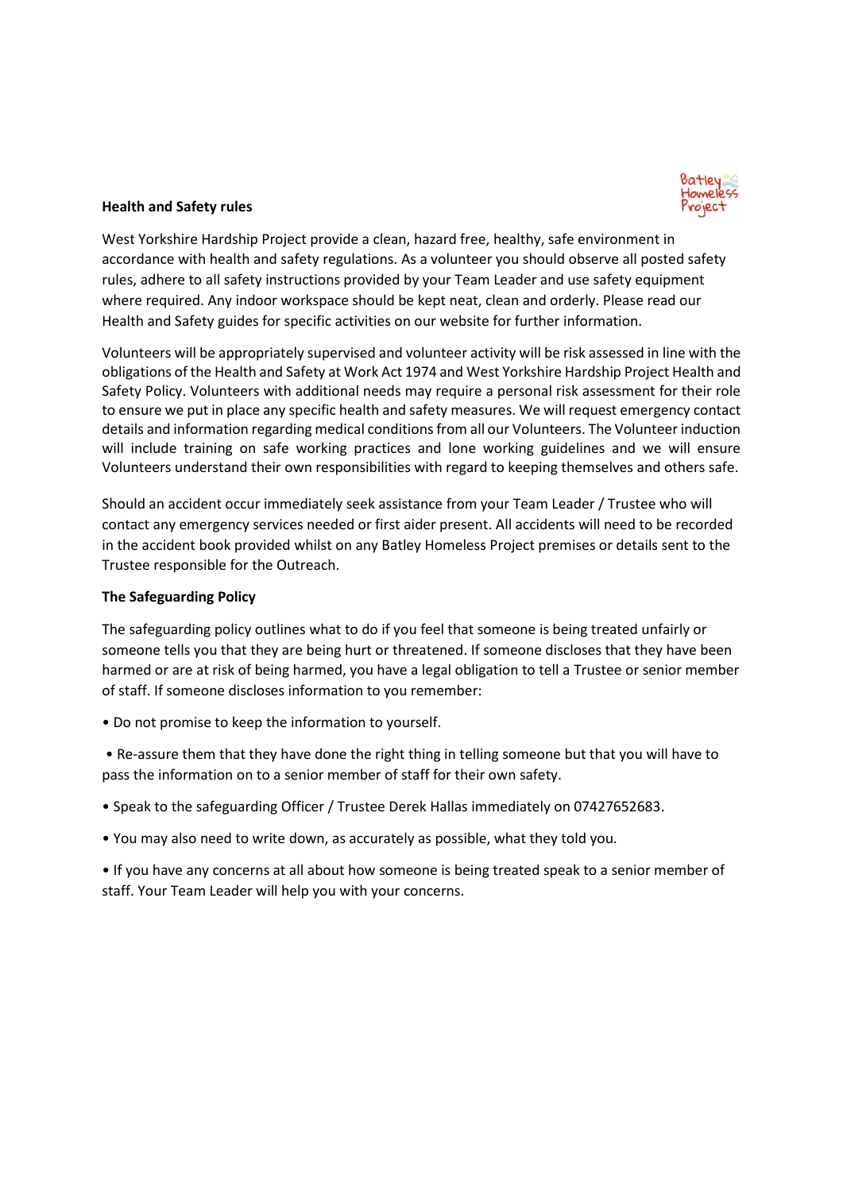**Health and Safety rules**

West Yorkshire Hardship Project provide a clean, hazard free, healthy, safe environment in accordance with health and safety regulations. As a volunteer you should observe all posted safety rules, adhere to all safety instructions provided by your Team Leader and use safety equipment where required. Any indoor workspace should be kept neat, clean and orderly. Please read our Health and Safety guides for specific activities on our website for further information.

Volunteers will be appropriately supervised and volunteer activity will be risk assessed in line with the obligations of the Health and Safety at Work Act 1974 and West Yorkshire Hardship Project Health and Safety Policy. Volunteers with additional needs may require a personal risk assessment for their role to ensure we put in place any specific health and safety measures. We will request emergency contact details and information regarding medical conditions from all our Volunteers. The Volunteer induction will include training on safe working practices and lone working guidelines and we will ensure Volunteers understand their own responsibilities with regard to keeping themselves and others safe.

Should an accident occur immediately seek assistance from your Team Leader / Trustee who will contact any emergency services needed or first aider present. All accidents will need to be recorded in the accident book provided whilst on any Batley Homeless Project premises or details sent to the Trustee responsible for the Outreach.

**The Safeguarding Policy**

The safeguarding policy outlines what to do if you feel that someone is being treated unfairly or someone tells you that they are being hurt or threatened. If someone discloses that they have been harmed or are at risk of being harmed, you have a legal obligation to tell a Trustee or senior member of staff. If someone discloses information to you remember:

- Do not promise to keep the information to yourself.
- Re-assure them that they have done the right thing in telling someone but that you will have to pass the information on to a senior member of staff for their own safety.
- Speak to the safeguarding Officer / Trustee Derek Hallas immediately on 07427652683.
- You may also need to write down, as accurately as possible, what they told you.
- If you have any concerns at all about how someone is being treated speak to a senior member of staff. Your Team Leader will help you with your concerns.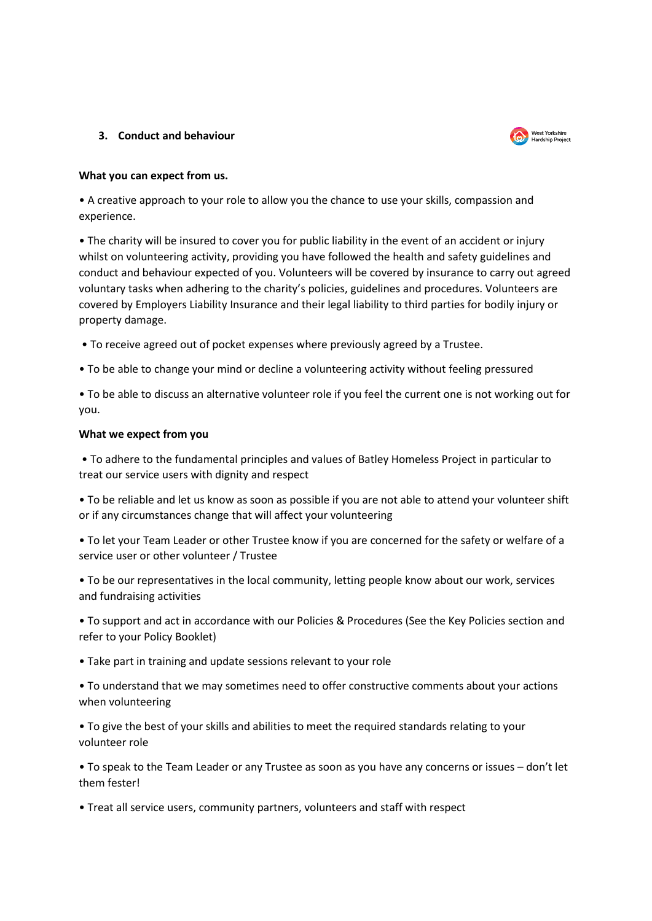### 3. Conduct and behaviour

**What you can expect from us.**

• A creative approach to your role to allow you the chance to use your skills, compassion and experience.

• The charity will be insured to cover you for public liability in the event of an accident or injury whilst on volunteering activity, providing you have followed the health and safety guidelines and conduct and behaviour expected of you. Volunteers will be covered by insurance to carry out agreed voluntary tasks when adhering to the charity's policies, guidelines and procedures. Volunteers are covered by Employers Liability Insurance and their legal liability to third parties for bodily injury or property damage.

• To receive agreed out of pocket expenses where previously agreed by a Trustee.

• To be able to change your mind or decline a volunteering activity without feeling pressured

• To be able to discuss an alternative volunteer role if you feel the current one is not working out for you.

**What we expect from you**

• To adhere to the fundamental principles and values of Batley Homeless Project in particular to treat our service users with dignity and respect

• To be reliable and let us know as soon as possible if you are not able to attend your volunteer shift or if any circumstances change that will affect your volunteering

• To let your Team Leader or other Trustee know if you are concerned for the safety or welfare of a service user or other volunteer / Trustee

• To be our representatives in the local community, letting people know about our work, services and fundraising activities

• To support and act in accordance with our Policies & Procedures (See the Key Policies section and refer to your Policy Booklet)

• Take part in training and update sessions relevant to your role

• To understand that we may sometimes need to offer constructive comments about your actions when volunteering

• To give the best of your skills and abilities to meet the required standards relating to your volunteer role

• To speak to the Team Leader or any Trustee as soon as you have any concerns or issues – don't let them fester!

• Treat all service users, community partners, volunteers and staff with respect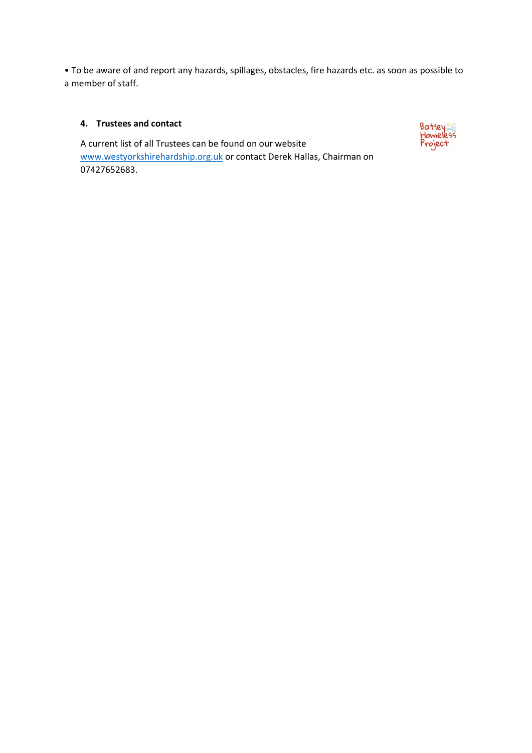- To be aware of and report any hazards, spillages, obstacles, fire hazards etc. as soon as possible to a member of staff.

## 4. Trustees and contact

A current list of all Trustees can be found on our website www.westyorkshirehardship.org.uk or contact Derek Hallas, Chairman on 07427652683.